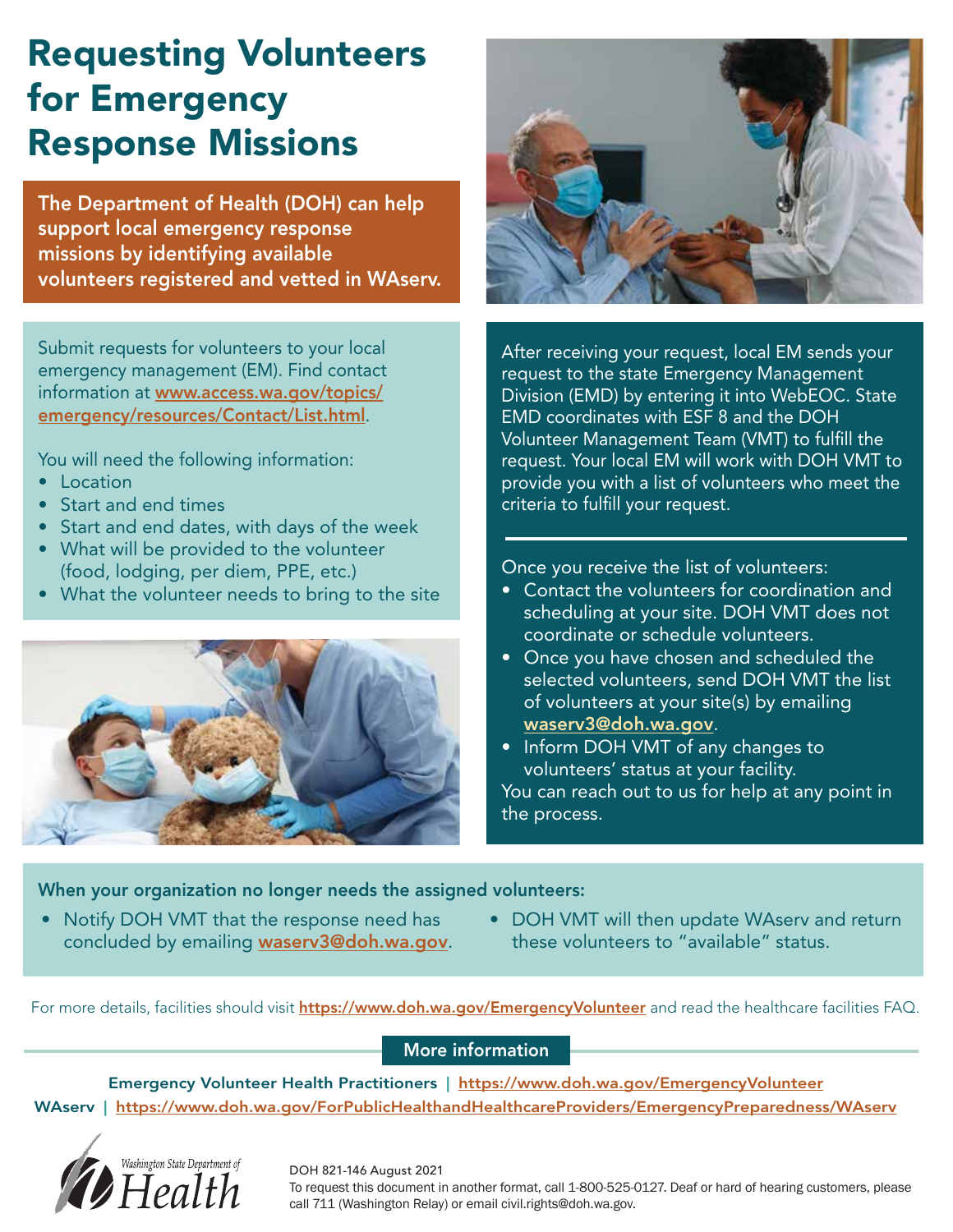# Requesting Volunteers for Emergency Response Missions

**The Department of Health (DOH) can help support local emergency response missions by identifying available volunteers registered and vetted in WAserv.**

Submit requests for volunteers to your local emergency management (EM). Find contact information at www.access.wa.gov/topics/emergency/resources/Contact/List.html.

You will need the following information:

- Location
- Start and end times
- Start and end dates, with days of the week
- What will be provided to the volunteer (food, lodging, per diem, PPE, etc.)
- What the volunteer needs to bring to the site

After receiving your request, local EM sends your request to the state Emergency Management Division (EMD) by entering it into WebEOC. State EMD coordinates with ESF 8 and the DOH Volunteer Management Team (VMT) to fulfill the request. Your local EM will work with DOH VMT to provide you with a list of volunteers who meet the criteria to fulfill your request.

Once you receive the list of volunteers:

- Contact the volunteers for coordination and scheduling at your site. DOH VMT does not coordinate or schedule volunteers.
- Once you have chosen and scheduled the selected volunteers, send DOH VMT the list of volunteers at your site(s) by emailing waserv3@doh.wa.gov.
- Inform DOH VMT of any changes to volunteers' status at your facility.

You can reach out to us for help at any point in the process.

**When your organization no longer needs the assigned volunteers:**

- Notify DOH VMT that the response need has concluded by emailing waserv3@doh.wa.gov.
- DOH VMT will then update WAserv and return these volunteers to "available" status.

For more details, facilities should visit https://www.doh.wa.gov/EmergencyVolunteer and read the healthcare facilities FAQ.

## More information

**Emergency Volunteer Health Practitioners** | https://www.doh.wa.gov/EmergencyVolunteer

**WAserv** | https://www.doh.wa.gov/ForPublicHealthandHealthcareProviders/EmergencyPreparedness/WAserv

Washington State Department of Health

DOH 821-146 August 2021

To request this document in another format, call 1-800-525-0127. Deaf or hard of hearing customers, please call 711 (Washington Relay) or email civil.rights@doh.wa.gov.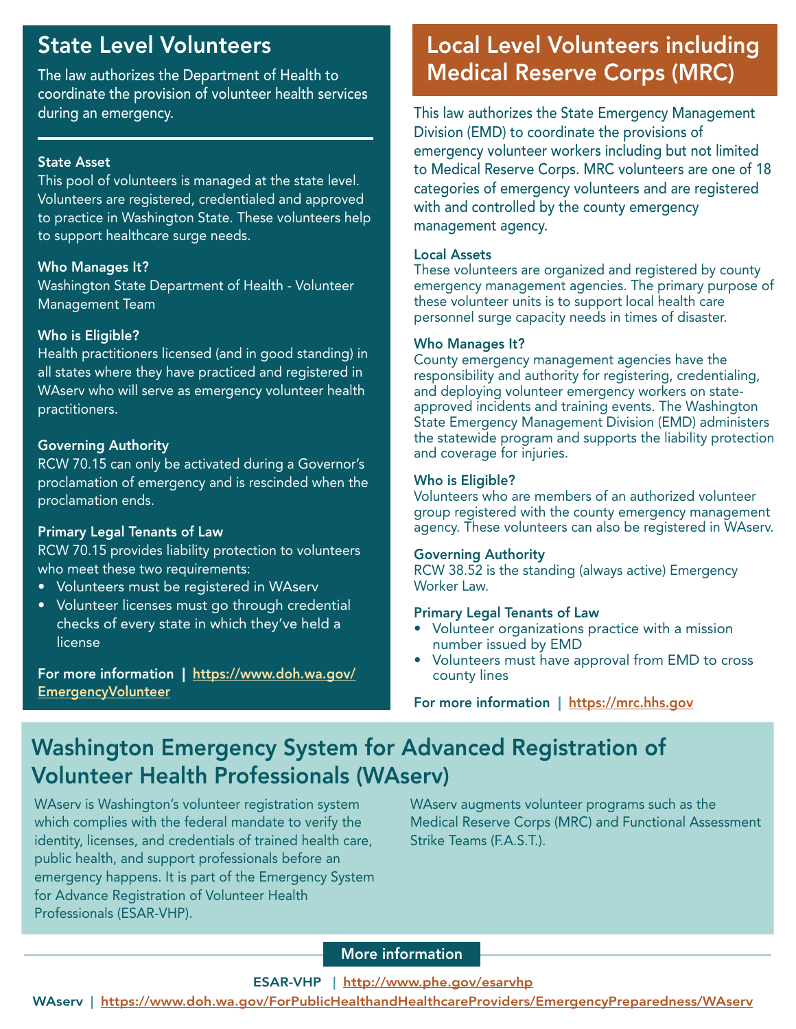## State Level Volunteers

The law authorizes the Department of Health to coordinate the provision of volunteer health services during an emergency.

**State Asset**

This pool of volunteers is managed at the state level. Volunteers are registered, credentialed and approved to practice in Washington State. These volunteers help to support healthcare surge needs.

**Who Manages It?**

Washington State Department of Health - Volunteer Management Team

**Who is Eligible?**

Health practitioners licensed (and in good standing) in all states where they have practiced and registered in WAserv who will serve as emergency volunteer health practitioners.

**Governing Authority**

RCW 70.15 can only be activated during a Governor's proclamation of emergency and is rescinded when the proclamation ends.

**Primary Legal Tenants of Law**

RCW 70.15 provides liability protection to volunteers who meet these two requirements:

- Volunteers must be registered in WAserv
- Volunteer licenses must go through credential checks of every state in which they've held a license

**For more information** | https://www.doh.wa.gov/EmergencyVolunteer

## Local Level Volunteers including Medical Reserve Corps (MRC)

This law authorizes the State Emergency Management Division (EMD) to coordinate the provisions of emergency volunteer workers including but not limited to Medical Reserve Corps. MRC volunteers are one of 18 categories of emergency volunteers and are registered with and controlled by the county emergency management agency.

**Local Assets**

These volunteers are organized and registered by county emergency management agencies. The primary purpose of these volunteer units is to support local health care personnel surge capacity needs in times of disaster.

**Who Manages It?**

County emergency management agencies have the responsibility and authority for registering, credentialing, and deploying volunteer emergency workers on state-approved incidents and training events. The Washington State Emergency Management Division (EMD) administers the statewide program and supports the liability protection and coverage for injuries.

**Who is Eligible?**

Volunteers who are members of an authorized volunteer group registered with the county emergency management agency. These volunteers can also be registered in WAserv.

**Governing Authority**

RCW 38.52 is the standing (always active) Emergency Worker Law.

**Primary Legal Tenants of Law**

- Volunteer organizations practice with a mission number issued by EMD
- Volunteers must have approval from EMD to cross county lines

**For more information** | https://mrc.hhs.gov

## Washington Emergency System for Advanced Registration of Volunteer Health Professionals (WAserv)

WAserv is Washington's volunteer registration system which complies with the federal mandate to verify the identity, licenses, and credentials of trained health care, public health, and support professionals before an emergency happens. It is part of the Emergency System for Advance Registration of Volunteer Health Professionals (ESAR-VHP).

WAserv augments volunteer programs such as the Medical Reserve Corps (MRC) and Functional Assessment Strike Teams (F.A.S.T.).

### More information

**ESAR-VHP** | http://www.phe.gov/esarvhp

**WAserv** | https://www.doh.wa.gov/ForPublicHealthandHealthcareProviders/EmergencyPreparedness/WAserv